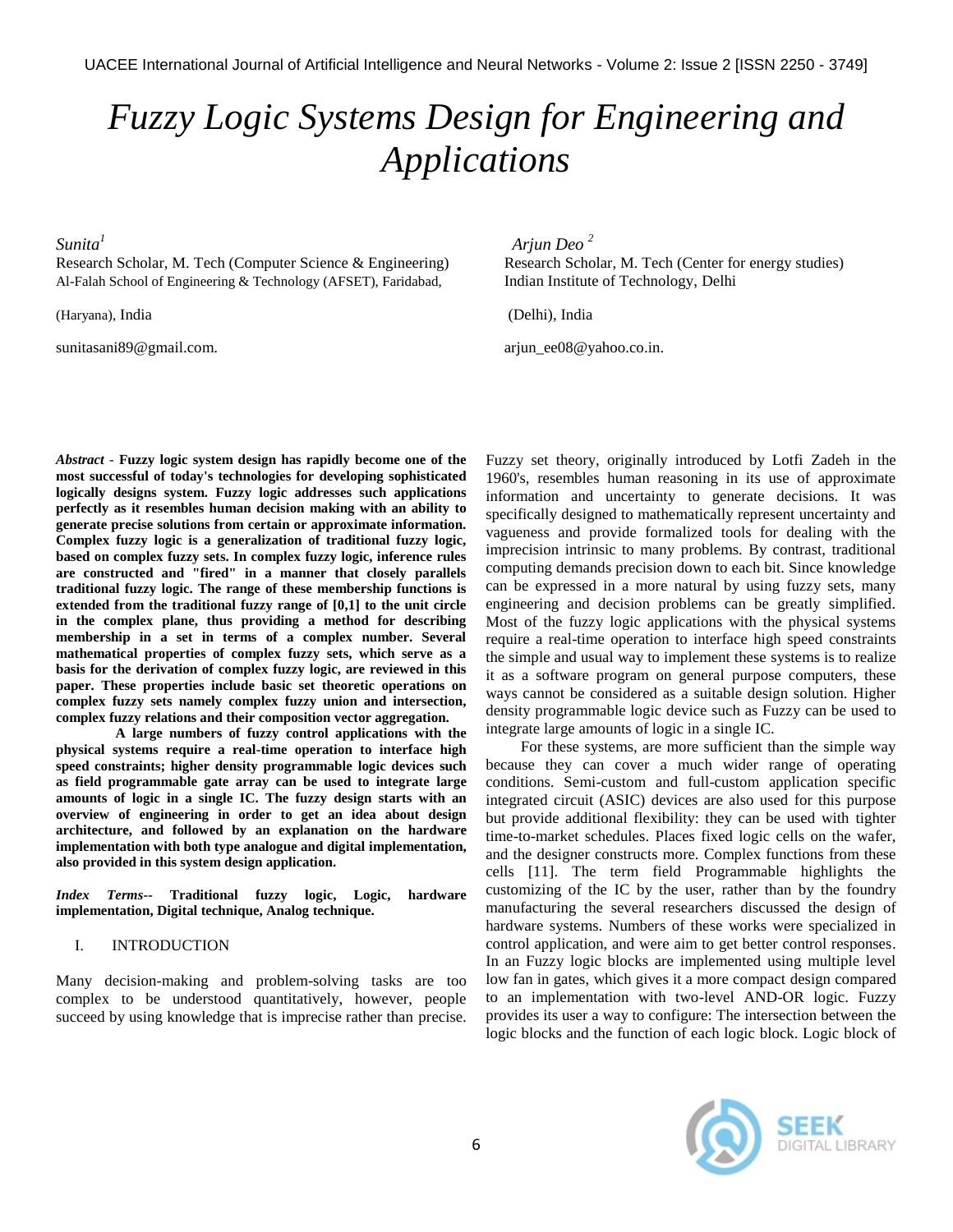# Fuzzy Logic Systems Design for Engineering and Applications

*Sunita*[1]
Research Scholar, M. Tech (Computer Science & Engineering)
Al-Falah School of Engineering & Technology (AFSET), Faridabad,
(Haryana), India
sunitasani89@gmail.com.

*Arjun Deo*[2]
Research Scholar, M. Tech (Center for energy studies)
Indian Institute of Technology, Delhi
(Delhi), India
arjun_ee08@yahoo.co.in.

***Abstract*** - **Fuzzy logic system design has rapidly become one of the most successful of today's technologies for developing sophisticated logically designs system. Fuzzy logic addresses such applications perfectly as it resembles human decision making with an ability to generate precise solutions from certain or approximate information. Complex fuzzy logic is a generalization of traditional fuzzy logic, based on complex fuzzy sets. In complex fuzzy logic, inference rules are constructed and "fired" in a manner that closely parallels traditional fuzzy logic. The range of these membership functions is extended from the traditional fuzzy range of [0,1] to the unit circle in the complex plane, thus providing a method for describing membership in a set in terms of a complex number. Several mathematical properties of complex fuzzy sets, which serve as a basis for the derivation of complex fuzzy logic, are reviewed in this paper. These properties include basic set theoretic operations on complex fuzzy sets namely complex fuzzy union and intersection, complex fuzzy relations and their composition vector aggregation.**

**A large numbers of fuzzy control applications with the physical systems require a real-time operation to interface high speed constraints; higher density programmable logic devices such as field programmable gate array can be used to integrate large amounts of logic in a single IC. The fuzzy design starts with an overview of engineering in order to get an idea about design architecture, and followed by an explanation on the hardware implementation with both type analogue and digital implementation, also provided in this system design application.**

***Index Terms--*** **Traditional fuzzy logic, Logic, hardware implementation, Digital technique, Analog technique.**

## I. INTRODUCTION

Many decision-making and problem-solving tasks are too complex to be understood quantitatively, however, people succeed by using knowledge that is imprecise rather than precise. Fuzzy set theory, originally introduced by Lotfi Zadeh in the 1960's, resembles human reasoning in its use of approximate information and uncertainty to generate decisions. It was specifically designed to mathematically represent uncertainty and vagueness and provide formalized tools for dealing with the imprecision intrinsic to many problems. By contrast, traditional computing demands precision down to each bit. Since knowledge can be expressed in a more natural by using fuzzy sets, many engineering and decision problems can be greatly simplified. Most of the fuzzy logic applications with the physical systems require a real-time operation to interface high speed constraints the simple and usual way to implement these systems is to realize it as a software program on general purpose computers, these ways cannot be considered as a suitable design solution. Higher density programmable logic device such as Fuzzy can be used to integrate large amounts of logic in a single IC.

For these systems, are more sufficient than the simple way because they can cover a much wider range of operating conditions. Semi-custom and full-custom application specific integrated circuit (ASIC) devices are also used for this purpose but provide additional flexibility: they can be used with tighter time-to-market schedules. Places fixed logic cells on the wafer, and the designer constructs more. Complex functions from these cells [11]. The term field Programmable highlights the customizing of the IC by the user, rather than by the foundry manufacturing the several researchers discussed the design of hardware systems. Numbers of these works were specialized in control application, and were aim to get better control responses. In an Fuzzy logic blocks are implemented using multiple level low fan in gates, which gives it a more compact design compared to an implementation with two-level AND-OR logic. Fuzzy provides its user a way to configure: The intersection between the logic blocks and the function of each logic block. Logic block of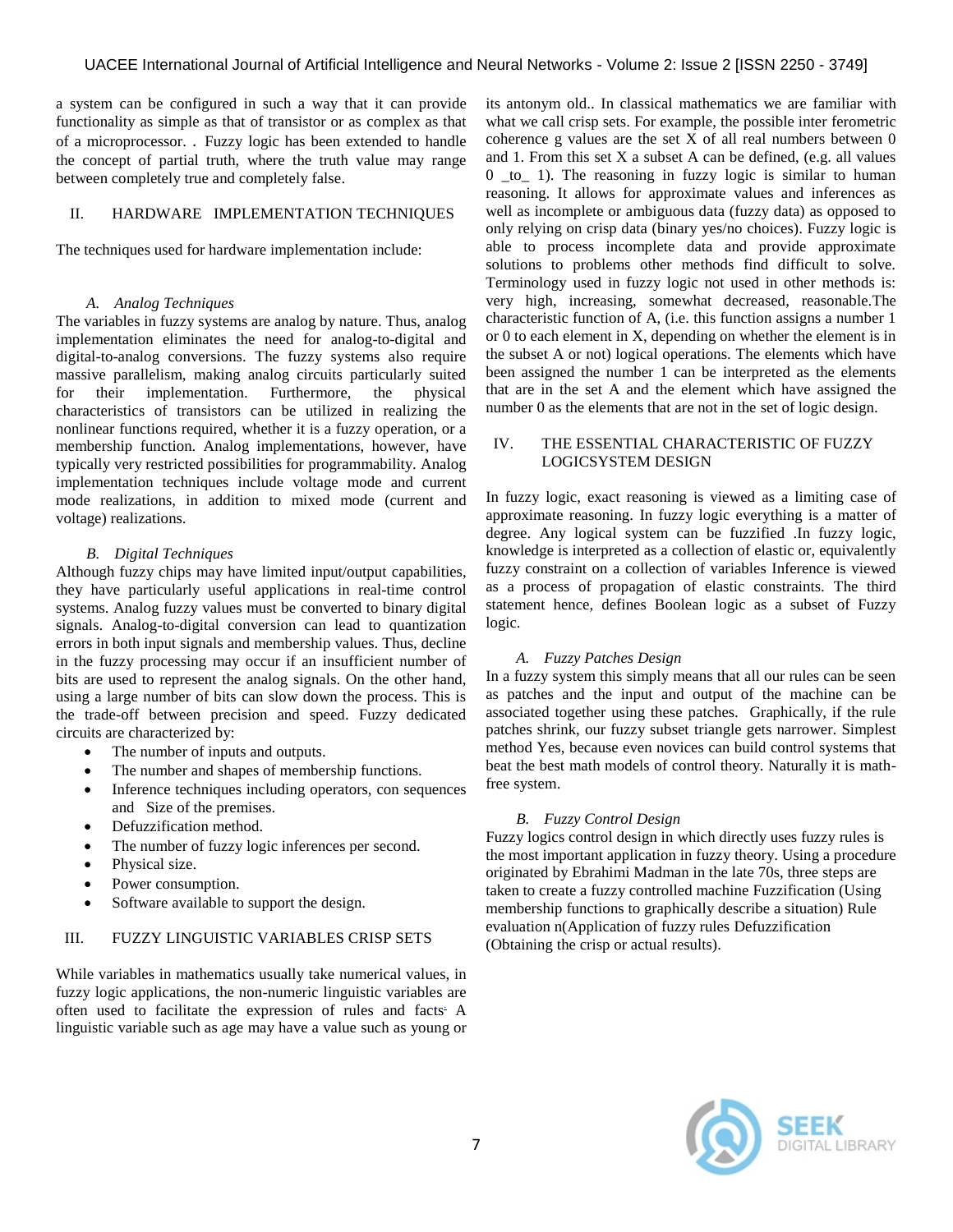a system can be configured in such a way that it can provide functionality as simple as that of transistor or as complex as that of a microprocessor. . Fuzzy logic has been extended to handle the concept of partial truth, where the truth value may range between completely true and completely false.

## II. HARDWARE IMPLEMENTATION TECHNIQUES

The techniques used for hardware implementation include:

### *A. Analog Techniques*

The variables in fuzzy systems are analog by nature. Thus, analog implementation eliminates the need for analog-to-digital and digital-to-analog conversions. The fuzzy systems also require massive parallelism, making analog circuits particularly suited for their implementation. Furthermore, the physical characteristics of transistors can be utilized in realizing the nonlinear functions required, whether it is a fuzzy operation, or a membership function. Analog implementations, however, have typically very restricted possibilities for programmability. Analog implementation techniques include voltage mode and current mode realizations, in addition to mixed mode (current and voltage) realizations.

### *B. Digital Techniques*

Although fuzzy chips may have limited input/output capabilities, they have particularly useful applications in real-time control systems. Analog fuzzy values must be converted to binary digital signals. Analog-to-digital conversion can lead to quantization errors in both input signals and membership values. Thus, decline in the fuzzy processing may occur if an insufficient number of bits are used to represent the analog signals. On the other hand, using a large number of bits can slow down the process. This is the trade-off between precision and speed. Fuzzy dedicated circuits are characterized by:

- The number of inputs and outputs.
- The number and shapes of membership functions.
- Inference techniques including operators, con sequences and Size of the premises.
- Defuzzification method.
- The number of fuzzy logic inferences per second.
- Physical size.
- Power consumption.
- Software available to support the design.

## III. FUZZY LINGUISTIC VARIABLES CRISP SETS

While variables in mathematics usually take numerical values, in fuzzy logic applications, the non-numeric linguistic variables are often used to facilitate the expression of rules and facts. A linguistic variable such as age may have a value such as young or its antonym old.. In classical mathematics we are familiar with what we call crisp sets. For example, the possible inter ferometric coherence g values are the set X of all real numbers between 0 and 1. From this set X a subset A can be defined, (e.g. all values 0 _to_ 1). The reasoning in fuzzy logic is similar to human reasoning. It allows for approximate values and inferences as well as incomplete or ambiguous data (fuzzy data) as opposed to only relying on crisp data (binary yes/no choices). Fuzzy logic is able to process incomplete data and provide approximate solutions to problems other methods find difficult to solve. Terminology used in fuzzy logic not used in other methods is: very high, increasing, somewhat decreased, reasonable.The characteristic function of A, (i.e. this function assigns a number 1 or 0 to each element in X, depending on whether the element is in the subset A or not) logical operations. The elements which have been assigned the number 1 can be interpreted as the elements that are in the set A and the element which have assigned the number 0 as the elements that are not in the set of logic design.

## IV. THE ESSENTIAL CHARACTERISTIC OF FUZZY LOGICSYSTEM DESIGN

In fuzzy logic, exact reasoning is viewed as a limiting case of approximate reasoning. In fuzzy logic everything is a matter of degree. Any logical system can be fuzzified .In fuzzy logic, knowledge is interpreted as a collection of elastic or, equivalently fuzzy constraint on a collection of variables Inference is viewed as a process of propagation of elastic constraints. The third statement hence, defines Boolean logic as a subset of Fuzzy logic.

### *A. Fuzzy Patches Design*

In a fuzzy system this simply means that all our rules can be seen as patches and the input and output of the machine can be associated together using these patches. Graphically, if the rule patches shrink, our fuzzy subset triangle gets narrower. Simplest method Yes, because even novices can build control systems that beat the best math models of control theory. Naturally it is math-free system.

### *B. Fuzzy Control Design*

Fuzzy logics control design in which directly uses fuzzy rules is the most important application in fuzzy theory. Using a procedure originated by Ebrahimi Madman in the late 70s, three steps are taken to create a fuzzy controlled machine Fuzzification (Using membership functions to graphically describe a situation) Rule evaluation n(Application of fuzzy rules Defuzzification (Obtaining the crisp or actual results).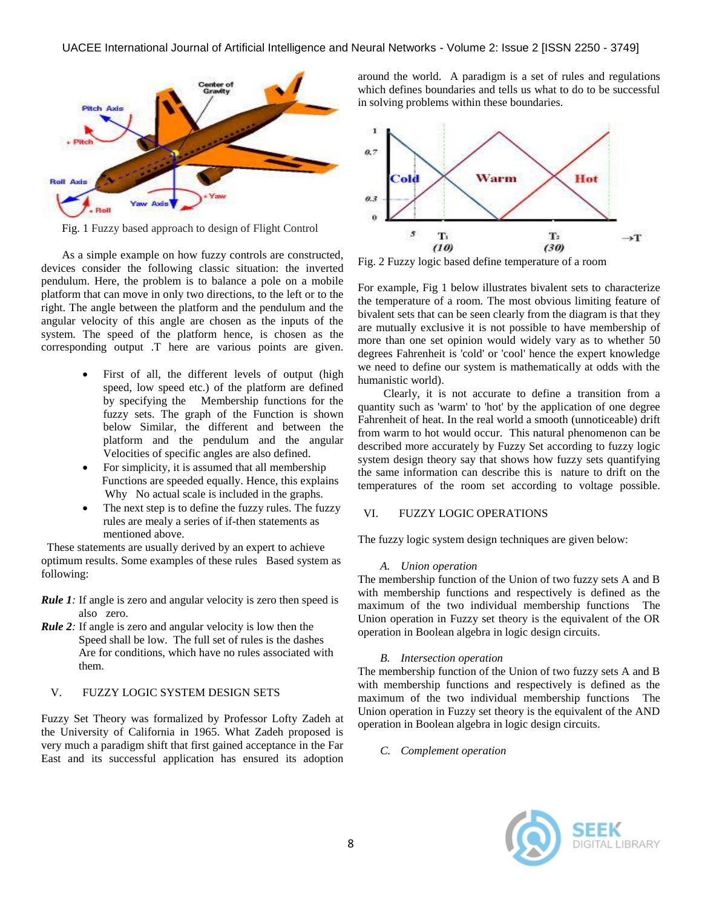Fig. 1 Fuzzy based approach to design of Flight Control

As a simple example on how fuzzy controls are constructed, devices consider the following classic situation: the inverted pendulum. Here, the problem is to balance a pole on a mobile platform that can move in only two directions, to the left or to the right. The angle between the platform and the pendulum and the angular velocity of this angle are chosen as the inputs of the system. The speed of the platform hence, is chosen as the corresponding output .T here are various points are given.

- First of all, the different levels of output (high speed, low speed etc.) of the platform are defined by specifying the Membership functions for the fuzzy sets. The graph of the Function is shown below Similar, the different and between the platform and the pendulum and the angular Velocities of specific angles are also defined.
- For simplicity, it is assumed that all membership Functions are speeded equally. Hence, this explains Why No actual scale is included in the graphs.
- The next step is to define the fuzzy rules. The fuzzy rules are mealy a series of if-then statements as mentioned above.

These statements are usually derived by an expert to achieve optimum results. Some examples of these rules Based system as following:

***Rule 1****:* If angle is zero and angular velocity is zero then speed is also zero.

***Rule 2****:* If angle is zero and angular velocity is low then the Speed shall be low. The full set of rules is the dashes Are for conditions, which have no rules associated with them.

## V. FUZZY LOGIC SYSTEM DESIGN SETS

Fuzzy Set Theory was formalized by Professor Lofty Zadeh at the University of California in 1965. What Zadeh proposed is very much a paradigm shift that first gained acceptance in the Far East and its successful application has ensured its adoption around the world. A paradigm is a set of rules and regulations which defines boundaries and tells us what to do to be successful in solving problems within these boundaries.

Fig. 2 Fuzzy logic based define temperature of a room

For example, Fig 1 below illustrates bivalent sets to characterize the temperature of a room. The most obvious limiting feature of bivalent sets that can be seen clearly from the diagram is that they are mutually exclusive it is not possible to have membership of more than one set opinion would widely vary as to whether 50 degrees Fahrenheit is 'cold' or 'cool' hence the expert knowledge we need to define our system is mathematically at odds with the humanistic world).

Clearly, it is not accurate to define a transition from a quantity such as 'warm' to 'hot' by the application of one degree Fahrenheit of heat. In the real world a smooth (unnoticeable) drift from warm to hot would occur. This natural phenomenon can be described more accurately by Fuzzy Set according to fuzzy logic system design theory say that shows how fuzzy sets quantifying the same information can describe this is nature to drift on the temperatures of the room set according to voltage possible.

## VI. FUZZY LOGIC OPERATIONS

The fuzzy logic system design techniques are given below:

### *A. Union operation*

The membership function of the Union of two fuzzy sets A and B with membership functions and respectively is defined as the maximum of the two individual membership functions The Union operation in Fuzzy set theory is the equivalent of the OR operation in Boolean algebra in logic design circuits.

### *B. Intersection operation*

The membership function of the Union of two fuzzy sets A and B with membership functions and respectively is defined as the maximum of the two individual membership functions The Union operation in Fuzzy set theory is the equivalent of the AND operation in Boolean algebra in logic design circuits.

### *C. Complement operation*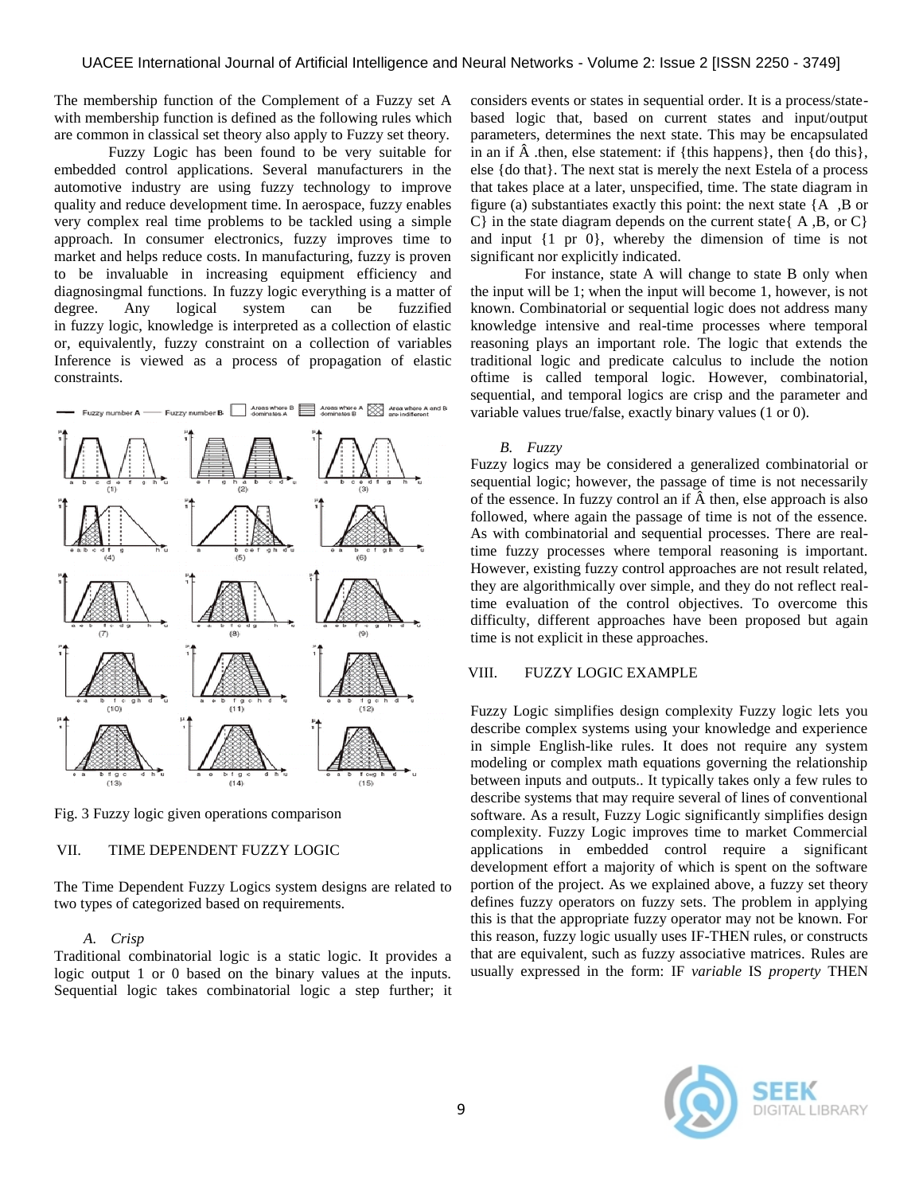The membership function of the Complement of a Fuzzy set A with membership function is defined as the following rules which are common in classical set theory also apply to Fuzzy set theory.

Fuzzy Logic has been found to be very suitable for embedded control applications. Several manufacturers in the automotive industry are using fuzzy technology to improve quality and reduce development time. In aerospace, fuzzy enables very complex real time problems to be tackled using a simple approach. In consumer electronics, fuzzy improves time to market and helps reduce costs. In manufacturing, fuzzy is proven to be invaluable in increasing equipment efficiency and diagnosingmal functions. In fuzzy logic everything is a matter of degree. Any logical system can be fuzzified in fuzzy logic, knowledge is interpreted as a collection of elastic or, equivalently, fuzzy constraint on a collection of variables Inference is viewed as a process of propagation of elastic constraints.

Fig. 3 Fuzzy logic given operations comparison

## VII. TIME DEPENDENT FUZZY LOGIC

The Time Dependent Fuzzy Logics system designs are related to two types of categorized based on requirements.

### *A. Crisp*

Traditional combinatorial logic is a static logic. It provides a logic output 1 or 0 based on the binary values at the inputs. Sequential logic takes combinatorial logic a step further; it considers events or states in sequential order. It is a process/state-based logic that, based on current states and input/output parameters, determines the next state. This may be encapsulated in an if Â .then, else statement: if {this happens}, then {do this}, else {do that}. The next stat is merely the next Estela of a process that takes place at a later, unspecified, time. The state diagram in figure (a) substantiates exactly this point: the next state {A ,B or C} in the state diagram depends on the current state{ A ,B, or C} and input {1 pr 0}, whereby the dimension of time is not significant nor explicitly indicated.

For instance, state A will change to state B only when the input will be 1; when the input will become 1, however, is not known. Combinatorial or sequential logic does not address many knowledge intensive and real-time processes where temporal reasoning plays an important role. The logic that extends the traditional logic and predicate calculus to include the notion oftime is called temporal logic. However, combinatorial, sequential, and temporal logics are crisp and the parameter and variable values true/false, exactly binary values (1 or 0).

### *B. Fuzzy*

Fuzzy logics may be considered a generalized combinatorial or sequential logic; however, the passage of time is not necessarily of the essence. In fuzzy control an if Â then, else approach is also followed, where again the passage of time is not of the essence. As with combinatorial and sequential processes. There are real-time fuzzy processes where temporal reasoning is important. However, existing fuzzy control approaches are not result related, they are algorithmically over simple, and they do not reflect real-time evaluation of the control objectives. To overcome this difficulty, different approaches have been proposed but again time is not explicit in these approaches.

## VIII. FUZZY LOGIC EXAMPLE

Fuzzy Logic simplifies design complexity Fuzzy logic lets you describe complex systems using your knowledge and experience in simple English-like rules. It does not require any system modeling or complex math equations governing the relationship between inputs and outputs.. It typically takes only a few rules to describe systems that may require several of lines of conventional software. As a result, Fuzzy Logic significantly simplifies design complexity. Fuzzy Logic improves time to market Commercial applications in embedded control require a significant development effort a majority of which is spent on the software portion of the project. As we explained above, a fuzzy set theory defines fuzzy operators on fuzzy sets. The problem in applying this is that the appropriate fuzzy operator may not be known. For this reason, fuzzy logic usually uses IF-THEN rules, or constructs that are equivalent, such as fuzzy associative matrices. Rules are usually expressed in the form: IF *variable* IS *property* THEN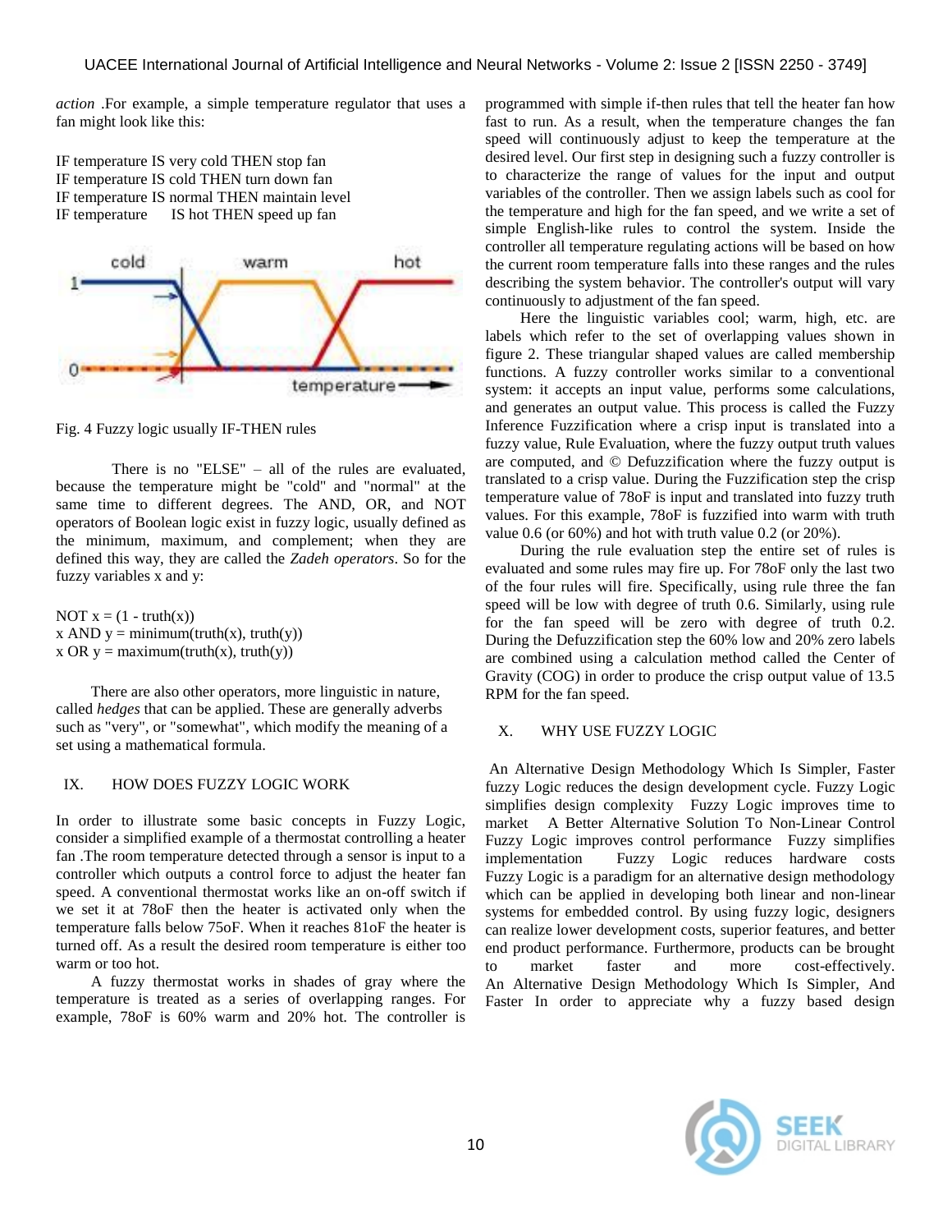*action* .For example, a simple temperature regulator that uses a fan might look like this:

IF temperature IS very cold THEN stop fan
IF temperature IS cold THEN turn down fan
IF temperature IS normal THEN maintain level
IF temperature IS hot THEN speed up fan

Fig. 4 Fuzzy logic usually IF-THEN rules

There is no "ELSE" – all of the rules are evaluated, because the temperature might be "cold" and "normal" at the same time to different degrees. The AND, OR, and NOT operators of Boolean logic exist in fuzzy logic, usually defined as the minimum, maximum, and complement; when they are defined this way, they are called the *Zadeh operators*. So for the fuzzy variables x and y:

NOT x = (1 - truth(x))
x AND y = minimum(truth(x), truth(y))
x OR y = maximum(truth(x), truth(y))

There are also other operators, more linguistic in nature, called *hedges* that can be applied. These are generally adverbs such as "very", or "somewhat", which modify the meaning of a set using a mathematical formula.

## IX. HOW DOES FUZZY LOGIC WORK

In order to illustrate some basic concepts in Fuzzy Logic, consider a simplified example of a thermostat controlling a heater fan .The room temperature detected through a sensor is input to a controller which outputs a control force to adjust the heater fan speed. A conventional thermostat works like an on-off switch if we set it at 78oF then the heater is activated only when the temperature falls below 75oF. When it reaches 81oF the heater is turned off. As a result the desired room temperature is either too warm or too hot.

A fuzzy thermostat works in shades of gray where the temperature is treated as a series of overlapping ranges. For example, 78oF is 60% warm and 20% hot. The controller is programmed with simple if-then rules that tell the heater fan how fast to run. As a result, when the temperature changes the fan speed will continuously adjust to keep the temperature at the desired level. Our first step in designing such a fuzzy controller is to characterize the range of values for the input and output variables of the controller. Then we assign labels such as cool for the temperature and high for the fan speed, and we write a set of simple English-like rules to control the system. Inside the controller all temperature regulating actions will be based on how the current room temperature falls into these ranges and the rules describing the system behavior. The controller's output will vary continuously to adjustment of the fan speed.

Here the linguistic variables cool; warm, high, etc. are labels which refer to the set of overlapping values shown in figure 2. These triangular shaped values are called membership functions. A fuzzy controller works similar to a conventional system: it accepts an input value, performs some calculations, and generates an output value. This process is called the Fuzzy Inference Fuzzification where a crisp input is translated into a fuzzy value, Rule Evaluation, where the fuzzy output truth values are computed, and © Defuzzification where the fuzzy output is translated to a crisp value. During the Fuzzification step the crisp temperature value of 78oF is input and translated into fuzzy truth values. For this example, 78oF is fuzzified into warm with truth value 0.6 (or 60%) and hot with truth value 0.2 (or 20%).

During the rule evaluation step the entire set of rules is evaluated and some rules may fire up. For 78oF only the last two of the four rules will fire. Specifically, using rule three the fan speed will be low with degree of truth 0.6. Similarly, using rule for the fan speed will be zero with degree of truth 0.2. During the Defuzzification step the 60% low and 20% zero labels are combined using a calculation method called the Center of Gravity (COG) in order to produce the crisp output value of 13.5 RPM for the fan speed.

## X. WHY USE FUZZY LOGIC

An Alternative Design Methodology Which Is Simpler, Faster fuzzy Logic reduces the design development cycle. Fuzzy Logic simplifies design complexity Fuzzy Logic improves time to market A Better Alternative Solution To Non-Linear Control Fuzzy Logic improves control performance Fuzzy simplifies implementation Fuzzy Logic reduces hardware costs Fuzzy Logic is a paradigm for an alternative design methodology which can be applied in developing both linear and non-linear systems for embedded control. By using fuzzy logic, designers can realize lower development costs, superior features, and better end product performance. Furthermore, products can be brought to market faster and more cost-effectively. An Alternative Design Methodology Which Is Simpler, And Faster In order to appreciate why a fuzzy based design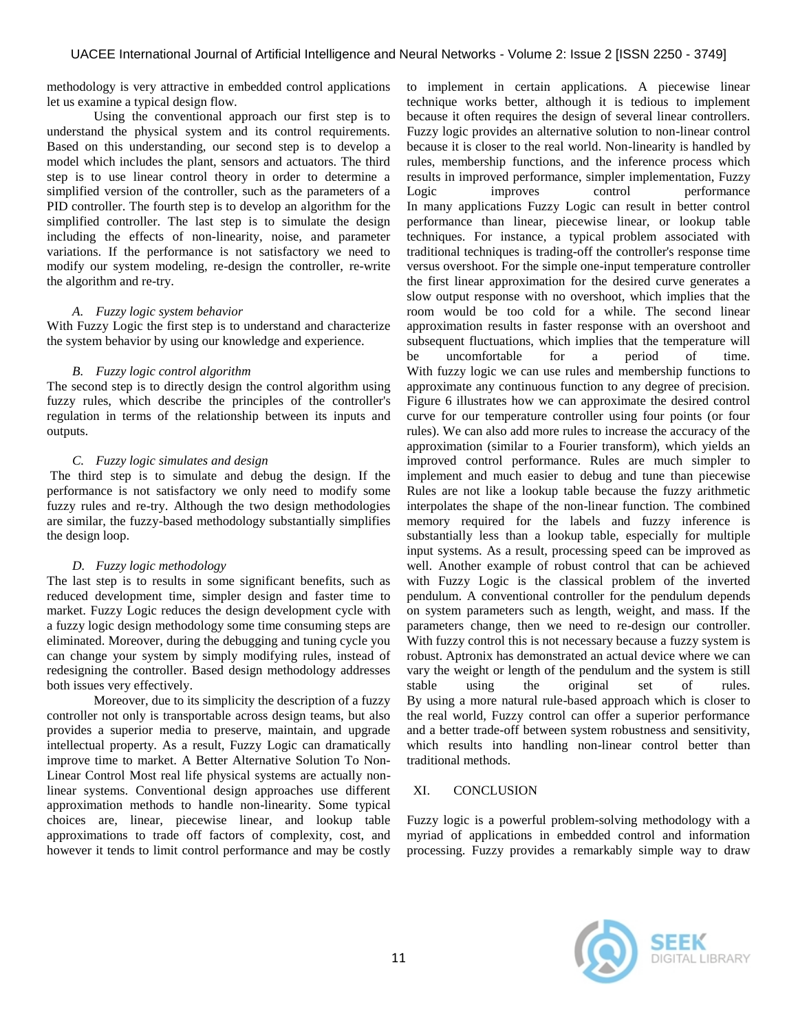methodology is very attractive in embedded control applications let us examine a typical design flow.

Using the conventional approach our first step is to understand the physical system and its control requirements. Based on this understanding, our second step is to develop a model which includes the plant, sensors and actuators. The third step is to use linear control theory in order to determine a simplified version of the controller, such as the parameters of a PID controller. The fourth step is to develop an algorithm for the simplified controller. The last step is to simulate the design including the effects of non-linearity, noise, and parameter variations. If the performance is not satisfactory we need to modify our system modeling, re-design the controller, re-write the algorithm and re-try.

### *A. Fuzzy logic system behavior*

With Fuzzy Logic the first step is to understand and characterize the system behavior by using our knowledge and experience.

### *B. Fuzzy logic control algorithm*

The second step is to directly design the control algorithm using fuzzy rules, which describe the principles of the controller's regulation in terms of the relationship between its inputs and outputs.

### *C. Fuzzy logic simulates and design*

The third step is to simulate and debug the design. If the performance is not satisfactory we only need to modify some fuzzy rules and re-try. Although the two design methodologies are similar, the fuzzy-based methodology substantially simplifies the design loop.

### *D. Fuzzy logic methodology*

The last step is to results in some significant benefits, such as reduced development time, simpler design and faster time to market. Fuzzy Logic reduces the design development cycle with a fuzzy logic design methodology some time consuming steps are eliminated. Moreover, during the debugging and tuning cycle you can change your system by simply modifying rules, instead of redesigning the controller. Based design methodology addresses both issues very effectively.

Moreover, due to its simplicity the description of a fuzzy controller not only is transportable across design teams, but also provides a superior media to preserve, maintain, and upgrade intellectual property. As a result, Fuzzy Logic can dramatically improve time to market. A Better Alternative Solution To Non-Linear Control Most real life physical systems are actually non-linear systems. Conventional design approaches use different approximation methods to handle non-linearity. Some typical choices are, linear, piecewise linear, and lookup table approximations to trade off factors of complexity, cost, and however it tends to limit control performance and may be costly to implement in certain applications. A piecewise linear technique works better, although it is tedious to implement because it often requires the design of several linear controllers. Fuzzy logic provides an alternative solution to non-linear control because it is closer to the real world. Non-linearity is handled by rules, membership functions, and the inference process which results in improved performance, simpler implementation, Fuzzy Logic improves control performance In many applications Fuzzy Logic can result in better control performance than linear, piecewise linear, or lookup table techniques. For instance, a typical problem associated with traditional techniques is trading-off the controller's response time versus overshoot. For the simple one-input temperature controller the first linear approximation for the desired curve generates a slow output response with no overshoot, which implies that the room would be too cold for a while. The second linear approximation results in faster response with an overshoot and subsequent fluctuations, which implies that the temperature will be uncomfortable for a period of time. With fuzzy logic we can use rules and membership functions to approximate any continuous function to any degree of precision. Figure 6 illustrates how we can approximate the desired control curve for our temperature controller using four points (or four rules). We can also add more rules to increase the accuracy of the approximation (similar to a Fourier transform), which yields an improved control performance. Rules are much simpler to implement and much easier to debug and tune than piecewise Rules are not like a lookup table because the fuzzy arithmetic interpolates the shape of the non-linear function. The combined memory required for the labels and fuzzy inference is substantially less than a lookup table, especially for multiple input systems. As a result, processing speed can be improved as well. Another example of robust control that can be achieved with Fuzzy Logic is the classical problem of the inverted pendulum. A conventional controller for the pendulum depends on system parameters such as length, weight, and mass. If the parameters change, then we need to re-design our controller. With fuzzy control this is not necessary because a fuzzy system is robust. Aptronix has demonstrated an actual device where we can vary the weight or length of the pendulum and the system is still stable using the original set of rules. By using a more natural rule-based approach which is closer to the real world, Fuzzy control can offer a superior performance and a better trade-off between system robustness and sensitivity, which results into handling non-linear control better than traditional methods.

## XI. CONCLUSION

Fuzzy logic is a powerful problem-solving methodology with a myriad of applications in embedded control and information processing. Fuzzy provides a remarkably simple way to draw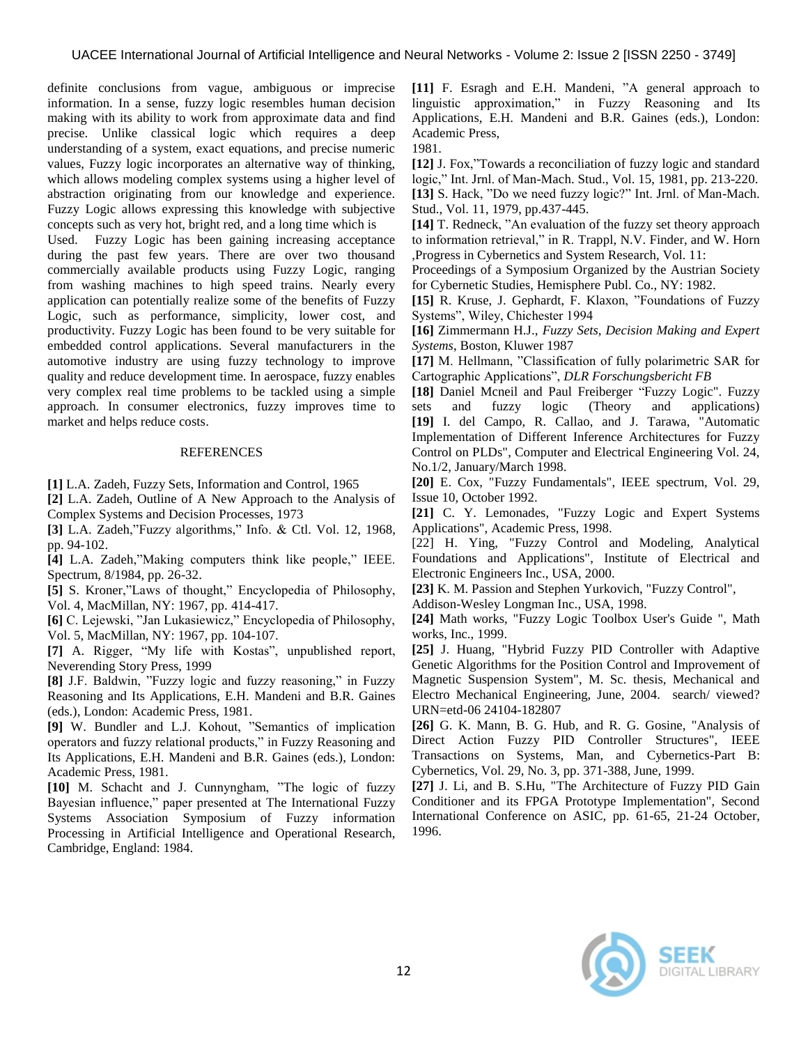definite conclusions from vague, ambiguous or imprecise information. In a sense, fuzzy logic resembles human decision making with its ability to work from approximate data and find precise. Unlike classical logic which requires a deep understanding of a system, exact equations, and precise numeric values, Fuzzy logic incorporates an alternative way of thinking, which allows modeling complex systems using a higher level of abstraction originating from our knowledge and experience. Fuzzy Logic allows expressing this knowledge with subjective concepts such as very hot, bright red, and a long time which is Used. Fuzzy Logic has been gaining increasing acceptance during the past few years. There are over two thousand commercially available products using Fuzzy Logic, ranging from washing machines to high speed trains. Nearly every application can potentially realize some of the benefits of Fuzzy Logic, such as performance, simplicity, lower cost, and productivity. Fuzzy Logic has been found to be very suitable for embedded control applications. Several manufacturers in the automotive industry are using fuzzy technology to improve quality and reduce development time. In aerospace, fuzzy enables very complex real time problems to be tackled using a simple approach. In consumer electronics, fuzzy improves time to market and helps reduce costs.

## REFERENCES

**[1]** L.A. Zadeh, Fuzzy Sets, Information and Control, 1965

**[2]** L.A. Zadeh, Outline of A New Approach to the Analysis of Complex Systems and Decision Processes, 1973

**[3]** L.A. Zadeh,"Fuzzy algorithms," Info. & Ctl. Vol. 12, 1968, pp. 94-102.

**[4]** L.A. Zadeh,"Making computers think like people," IEEE. Spectrum, 8/1984, pp. 26-32.

**[5]** S. Kroner,"Laws of thought," Encyclopedia of Philosophy, Vol. 4, MacMillan, NY: 1967, pp. 414-417.

**[6]** C. Lejewski, "Jan Lukasiewicz," Encyclopedia of Philosophy, Vol. 5, MacMillan, NY: 1967, pp. 104-107.

**[7]** A. Rigger, "My life with Kostas", unpublished report, Neverending Story Press, 1999

**[8]** J.F. Baldwin, "Fuzzy logic and fuzzy reasoning," in Fuzzy Reasoning and Its Applications, E.H. Mandeni and B.R. Gaines (eds.), London: Academic Press, 1981.

**[9]** W. Bundler and L.J. Kohout, "Semantics of implication operators and fuzzy relational products," in Fuzzy Reasoning and Its Applications, E.H. Mandeni and B.R. Gaines (eds.), London: Academic Press, 1981.

**[10]** M. Schacht and J. Cunnyngham, "The logic of fuzzy Bayesian influence," paper presented at The International Fuzzy Systems Association Symposium of Fuzzy information Processing in Artificial Intelligence and Operational Research, Cambridge, England: 1984.

**[11]** F. Esragh and E.H. Mandeni, "A general approach to linguistic approximation," in Fuzzy Reasoning and Its Applications, E.H. Mandeni and B.R. Gaines (eds.), London: Academic Press,
1981.

**[12]** J. Fox,"Towards a reconciliation of fuzzy logic and standard logic," Int. Jrnl. of Man-Mach. Stud., Vol. 15, 1981, pp. 213-220.

**[13]** S. Hack, "Do we need fuzzy logic?" Int. Jrnl. of Man-Mach. Stud., Vol. 11, 1979, pp.437-445.

**[14]** T. Redneck, "An evaluation of the fuzzy set theory approach to information retrieval," in R. Trappl, N.V. Finder, and W. Horn ,Progress in Cybernetics and System Research, Vol. 11:
Proceedings of a Symposium Organized by the Austrian Society for Cybernetic Studies, Hemisphere Publ. Co., NY: 1982.

**[15]** R. Kruse, J. Gephardt, F. Klaxon, "Foundations of Fuzzy Systems", Wiley, Chichester 1994

**[16]** Zimmermann H.J., *Fuzzy Sets, Decision Making and Expert Systems*, Boston, Kluwer 1987

**[17]** M. Hellmann, "Classification of fully polarimetric SAR for Cartographic Applications", *DLR Forschungsbericht FB*

**[18]** Daniel Mcneil and Paul Freiberger "Fuzzy Logic". Fuzzy sets and fuzzy logic (Theory and applications)

**[19]** I. del Campo, R. Callao, and J. Tarawa, "Automatic Implementation of Different Inference Architectures for Fuzzy Control on PLDs", Computer and Electrical Engineering Vol. 24, No.1/2, January/March 1998.

**[20]** E. Cox, "Fuzzy Fundamentals", IEEE spectrum, Vol. 29, Issue 10, October 1992.

**[21]** C. Y. Lemonades, "Fuzzy Logic and Expert Systems Applications", Academic Press, 1998.

[22] H. Ying, "Fuzzy Control and Modeling, Analytical Foundations and Applications", Institute of Electrical and Electronic Engineers Inc., USA, 2000.

**[23]** K. M. Passion and Stephen Yurkovich, "Fuzzy Control",
Addison-Wesley Longman Inc., USA, 1998.

**[24]** Math works, "Fuzzy Logic Toolbox User's Guide ", Math works, Inc., 1999.

**[25]** J. Huang, "Hybrid Fuzzy PID Controller with Adaptive Genetic Algorithms for the Position Control and Improvement of Magnetic Suspension System", M. Sc. thesis, Mechanical and Electro Mechanical Engineering, June, 2004. search/ viewed? URN=etd-06 24104-182807

**[26]** G. K. Mann, B. G. Hub, and R. G. Gosine, "Analysis of Direct Action Fuzzy PID Controller Structures", IEEE Transactions on Systems, Man, and Cybernetics-Part B: Cybernetics, Vol. 29, No. 3, pp. 371-388, June, 1999.

**[27]** J. Li, and B. S.Hu, "The Architecture of Fuzzy PID Gain Conditioner and its FPGA Prototype Implementation", Second International Conference on ASIC, pp. 61-65, 21-24 October, 1996.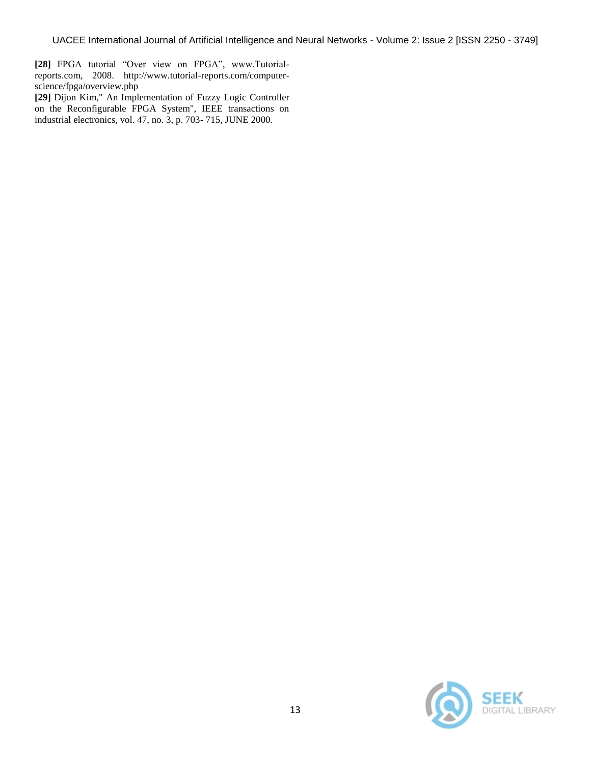**[28]** FPGA tutorial “Over view on FPGA”, www.Tutorial-reports.com, 2008. http://www.tutorial-reports.com/computer-science/fpga/overview.php

**[29]** Dijon Kim," An Implementation of Fuzzy Logic Controller on the Reconfigurable FPGA System", IEEE transactions on industrial electronics, vol. 47, no. 3, p. 703- 715, JUNE 2000.